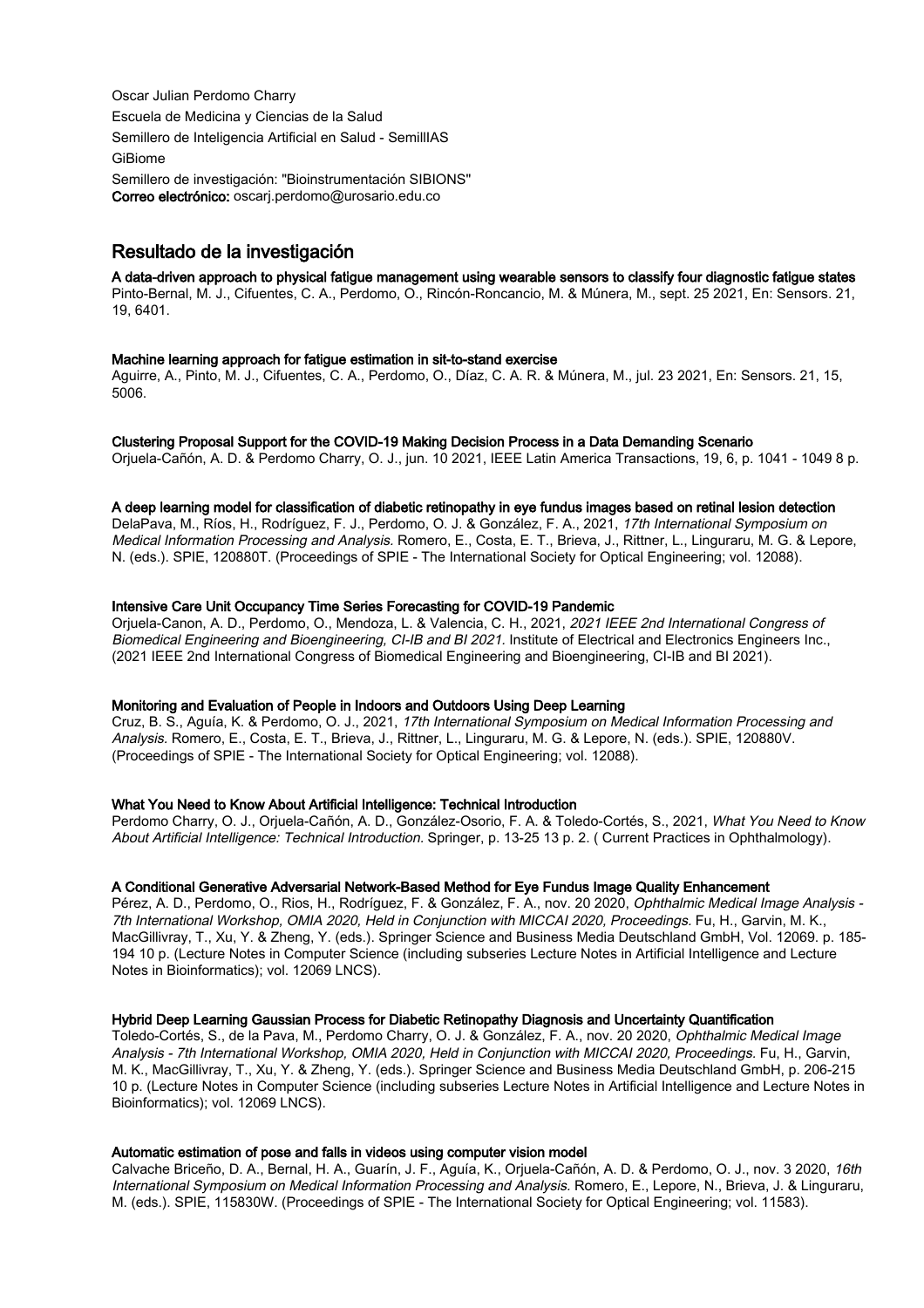Oscar Julian Perdomo Charry
Escuela de Medicina y Ciencias de la Salud
Semillero de Inteligencia Artificial en Salud - SemillIAS
GiBiome
Semillero de investigación: "Bioinstrumentación SIBIONS"
**Correo electrónico:** oscarj.perdomo@urosario.edu.co

## Resultado de la investigación

**A data-driven approach to physical fatigue management using wearable sensors to classify four diagnostic fatigue states**
Pinto-Bernal, M. J., Cifuentes, C. A., Perdomo, O., Rincón-Roncancio, M. & Múnera, M., sept. 25 2021, En: Sensors. 21, 19, 6401.

**Machine learning approach for fatigue estimation in sit-to-stand exercise**
Aguirre, A., Pinto, M. J., Cifuentes, C. A., Perdomo, O., Díaz, C. A. R. & Múnera, M., jul. 23 2021, En: Sensors. 21, 15, 5006.

**Clustering Proposal Support for the COVID-19 Making Decision Process in a Data Demanding Scenario**
Orjuela-Cañón, A. D. & Perdomo Charry, O. J., jun. 10 2021, IEEE Latin America Transactions, 19, 6, p. 1041 - 1049 8 p.

**A deep learning model for classification of diabetic retinopathy in eye fundus images based on retinal lesion detection**
DelaPava, M., Ríos, H., Rodríguez, F. J., Perdomo, O. J. & González, F. A., 2021, *17th International Symposium on Medical Information Processing and Analysis.* Romero, E., Costa, E. T., Brieva, J., Rittner, L., Linguraru, M. G. & Lepore, N. (eds.). SPIE, 120880T. (Proceedings of SPIE - The International Society for Optical Engineering; vol. 12088).

**Intensive Care Unit Occupancy Time Series Forecasting for COVID-19 Pandemic**
Orjuela-Canon, A. D., Perdomo, O., Mendoza, L. & Valencia, C. H., 2021, *2021 IEEE 2nd International Congress of Biomedical Engineering and Bioengineering, CI-IB and BI 2021.* Institute of Electrical and Electronics Engineers Inc., (2021 IEEE 2nd International Congress of Biomedical Engineering and Bioengineering, CI-IB and BI 2021).

**Monitoring and Evaluation of People in Indoors and Outdoors Using Deep Learning**
Cruz, B. S., Aguía, K. & Perdomo, O. J., 2021, *17th International Symposium on Medical Information Processing and Analysis.* Romero, E., Costa, E. T., Brieva, J., Rittner, L., Linguraru, M. G. & Lepore, N. (eds.). SPIE, 120880V. (Proceedings of SPIE - The International Society for Optical Engineering; vol. 12088).

**What You Need to Know About Artificial Intelligence: Technical Introduction**
Perdomo Charry, O. J., Orjuela-Cañón, A. D., González-Osorio, F. A. & Toledo-Cortés, S., 2021, *What You Need to Know About Artificial Intelligence: Technical Introduction.* Springer, p. 13-25 13 p. 2. ( Current Practices in Ophthalmology).

**A Conditional Generative Adversarial Network-Based Method for Eye Fundus Image Quality Enhancement**
Pérez, A. D., Perdomo, O., Rios, H., Rodríguez, F. & González, F. A., nov. 20 2020, *Ophthalmic Medical Image Analysis - 7th International Workshop, OMIA 2020, Held in Conjunction with MICCAI 2020, Proceedings.* Fu, H., Garvin, M. K., MacGillivray, T., Xu, Y. & Zheng, Y. (eds.). Springer Science and Business Media Deutschland GmbH, Vol. 12069. p. 185-194 10 p. (Lecture Notes in Computer Science (including subseries Lecture Notes in Artificial Intelligence and Lecture Notes in Bioinformatics); vol. 12069 LNCS).

**Hybrid Deep Learning Gaussian Process for Diabetic Retinopathy Diagnosis and Uncertainty Quantification**
Toledo-Cortés, S., de la Pava, M., Perdomo Charry, O. J. & González, F. A., nov. 20 2020, *Ophthalmic Medical Image Analysis - 7th International Workshop, OMIA 2020, Held in Conjunction with MICCAI 2020, Proceedings.* Fu, H., Garvin, M. K., MacGillivray, T., Xu, Y. & Zheng, Y. (eds.). Springer Science and Business Media Deutschland GmbH, p. 206-215 10 p. (Lecture Notes in Computer Science (including subseries Lecture Notes in Artificial Intelligence and Lecture Notes in Bioinformatics); vol. 12069 LNCS).

**Automatic estimation of pose and falls in videos using computer vision model**
Calvache Briceño, D. A., Bernal, H. A., Guarín, J. F., Aguía, K., Orjuela-Cañón, A. D. & Perdomo, O. J., nov. 3 2020, *16th International Symposium on Medical Information Processing and Analysis.* Romero, E., Lepore, N., Brieva, J. & Linguraru, M. (eds.). SPIE, 115830W. (Proceedings of SPIE - The International Society for Optical Engineering; vol. 11583).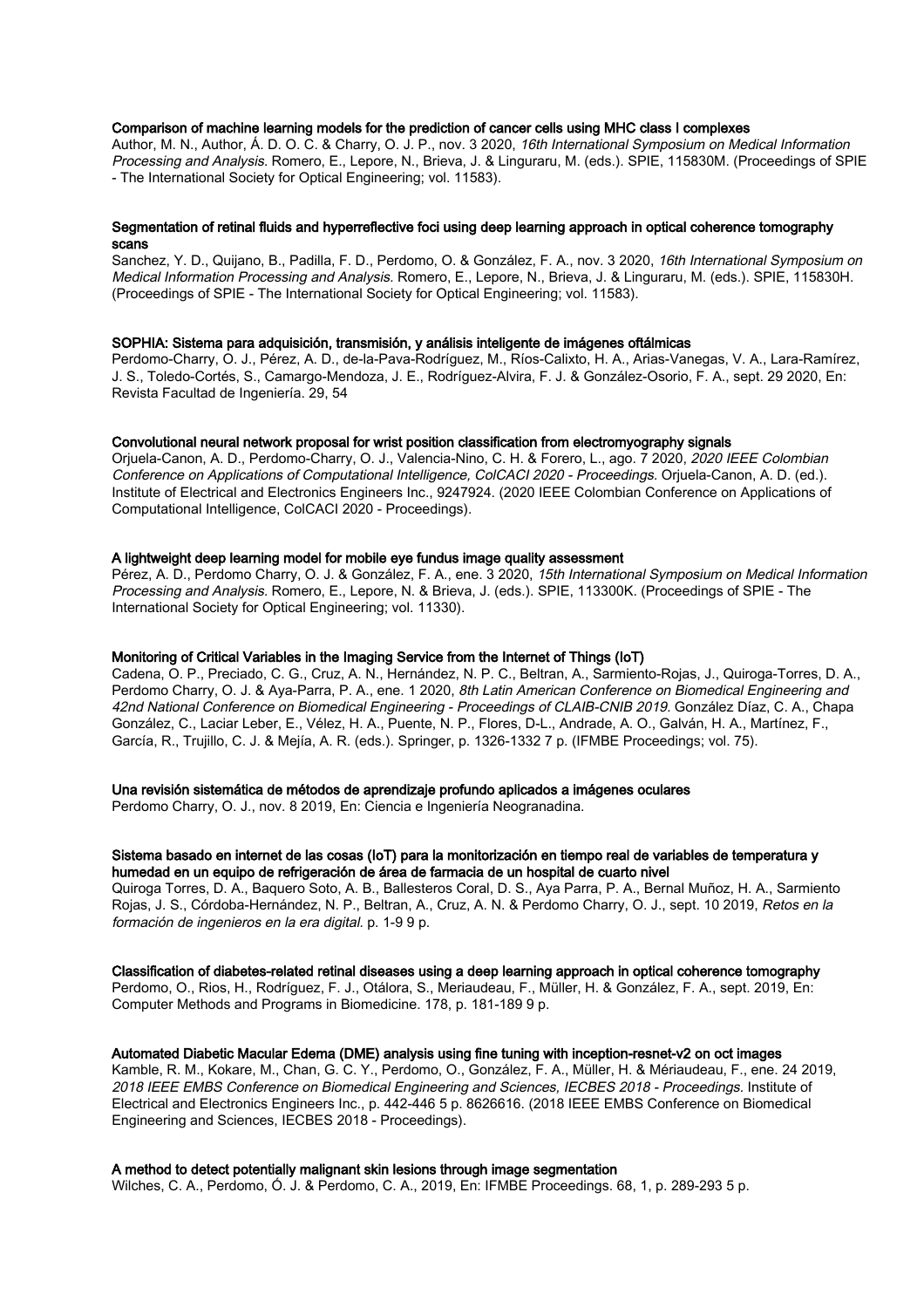**Comparison of machine learning models for the prediction of cancer cells using MHC class I complexes**
Author, M. N., Author, Á. D. O. C. & Charry, O. J. P., nov. 3 2020, *16th International Symposium on Medical Information Processing and Analysis.* Romero, E., Lepore, N., Brieva, J. & Linguraru, M. (eds.). SPIE, 115830M. (Proceedings of SPIE - The International Society for Optical Engineering; vol. 11583).

**Segmentation of retinal fluids and hyperreflective foci using deep learning approach in optical coherence tomography scans**
Sanchez, Y. D., Quijano, B., Padilla, F. D., Perdomo, O. & González, F. A., nov. 3 2020, *16th International Symposium on Medical Information Processing and Analysis.* Romero, E., Lepore, N., Brieva, J. & Linguraru, M. (eds.). SPIE, 115830H. (Proceedings of SPIE - The International Society for Optical Engineering; vol. 11583).

**SOPHIA: Sistema para adquisición, transmisión, y análisis inteligente de imágenes oftálmicas**
Perdomo-Charry, O. J., Pérez, A. D., de-la-Pava-Rodríguez, M., Ríos-Calixto, H. A., Arias-Vanegas, V. A., Lara-Ramírez, J. S., Toledo-Cortés, S., Camargo-Mendoza, J. E., Rodríguez-Alvira, F. J. & González-Osorio, F. A., sept. 29 2020, En: Revista Facultad de Ingeniería. 29, 54

**Convolutional neural network proposal for wrist position classification from electromyography signals**
Orjuela-Canon, A. D., Perdomo-Charry, O. J., Valencia-Nino, C. H. & Forero, L., ago. 7 2020, *2020 IEEE Colombian Conference on Applications of Computational Intelligence, ColCACI 2020 - Proceedings.* Orjuela-Canon, A. D. (ed.). Institute of Electrical and Electronics Engineers Inc., 9247924. (2020 IEEE Colombian Conference on Applications of Computational Intelligence, ColCACI 2020 - Proceedings).

**A lightweight deep learning model for mobile eye fundus image quality assessment**
Pérez, A. D., Perdomo Charry, O. J. & González, F. A., ene. 3 2020, *15th International Symposium on Medical Information Processing and Analysis.* Romero, E., Lepore, N. & Brieva, J. (eds.). SPIE, 113300K. (Proceedings of SPIE - The International Society for Optical Engineering; vol. 11330).

**Monitoring of Critical Variables in the Imaging Service from the Internet of Things (IoT)**
Cadena, O. P., Preciado, C. G., Cruz, A. N., Hernández, N. P. C., Beltran, A., Sarmiento-Rojas, J., Quiroga-Torres, D. A., Perdomo Charry, O. J. & Aya-Parra, P. A., ene. 1 2020, *8th Latin American Conference on Biomedical Engineering and 42nd National Conference on Biomedical Engineering - Proceedings of CLAIB-CNIB 2019.* González Díaz, C. A., Chapa González, C., Laciar Leber, E., Vélez, H. A., Puente, N. P., Flores, D-L., Andrade, A. O., Galván, H. A., Martínez, F., García, R., Trujillo, C. J. & Mejía, A. R. (eds.). Springer, p. 1326-1332 7 p. (IFMBE Proceedings; vol. 75).

**Una revisión sistemática de métodos de aprendizaje profundo aplicados a imágenes oculares**
Perdomo Charry, O. J., nov. 8 2019, En: Ciencia e Ingeniería Neogranadina.

**Sistema basado en internet de las cosas (IoT) para la monitorización en tiempo real de variables de temperatura y humedad en un equipo de refrigeración de área de farmacia de un hospital de cuarto nivel**
Quiroga Torres, D. A., Baquero Soto, A. B., Ballesteros Coral, D. S., Aya Parra, P. A., Bernal Muñoz, H. A., Sarmiento Rojas, J. S., Córdoba-Hernández, N. P., Beltran, A., Cruz, A. N. & Perdomo Charry, O. J., sept. 10 2019, *Retos en la formación de ingenieros en la era digital.* p. 1-9 9 p.

**Classification of diabetes-related retinal diseases using a deep learning approach in optical coherence tomography**
Perdomo, O., Rios, H., Rodríguez, F. J., Otálora, S., Meriaudeau, F., Müller, H. & González, F. A., sept. 2019, En: Computer Methods and Programs in Biomedicine. 178, p. 181-189 9 p.

**Automated Diabetic Macular Edema (DME) analysis using fine tuning with inception-resnet-v2 on oct images**
Kamble, R. M., Kokare, M., Chan, G. C. Y., Perdomo, O., González, F. A., Müller, H. & Mériaudeau, F., ene. 24 2019, *2018 IEEE EMBS Conference on Biomedical Engineering and Sciences, IECBES 2018 - Proceedings.* Institute of Electrical and Electronics Engineers Inc., p. 442-446 5 p. 8626616. (2018 IEEE EMBS Conference on Biomedical Engineering and Sciences, IECBES 2018 - Proceedings).

**A method to detect potentially malignant skin lesions through image segmentation**
Wilches, C. A., Perdomo, Ó. J. & Perdomo, C. A., 2019, En: IFMBE Proceedings. 68, 1, p. 289-293 5 p.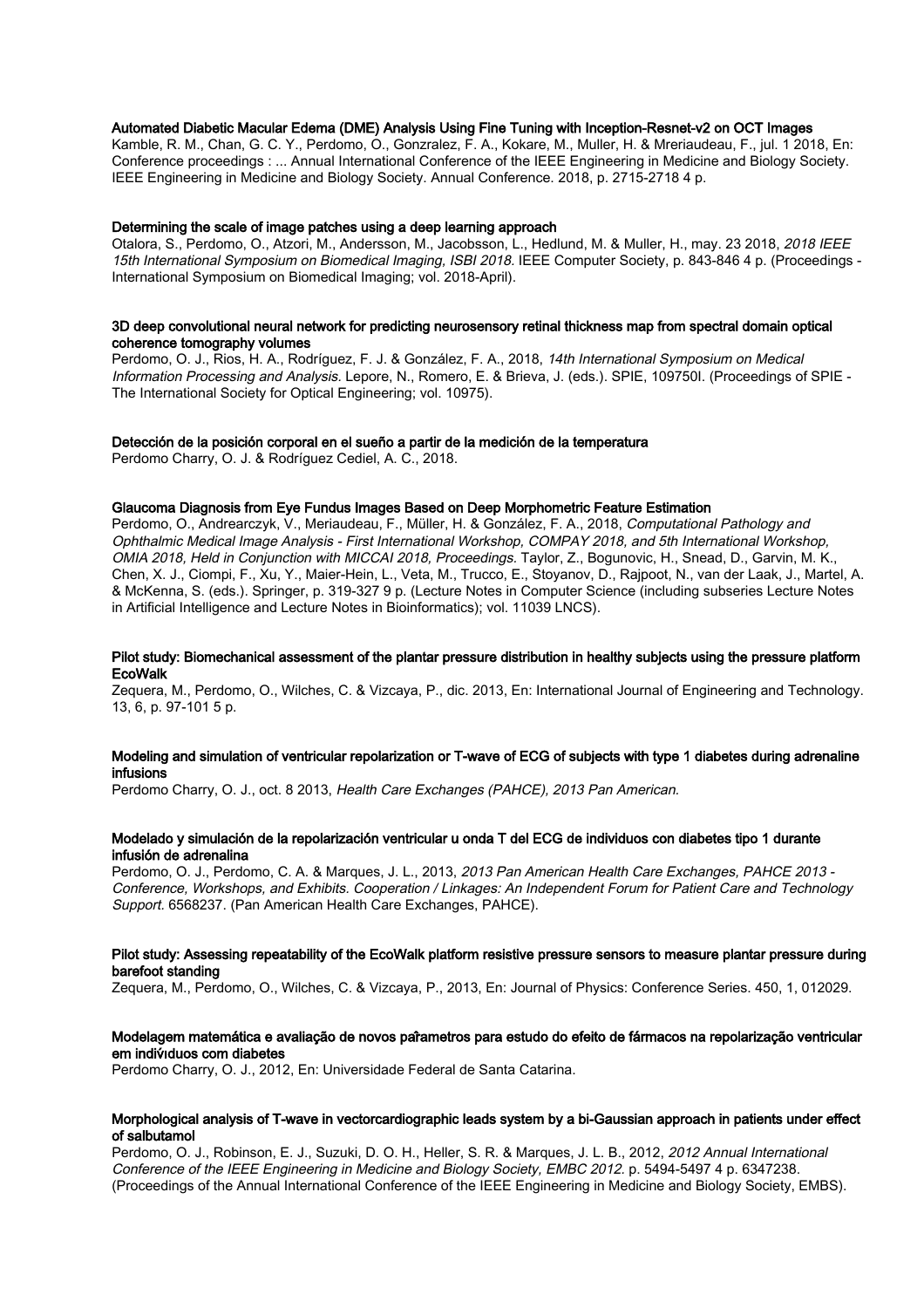**Automated Diabetic Macular Edema (DME) Analysis Using Fine Tuning with Inception-Resnet-v2 on OCT Images**
Kamble, R. M., Chan, G. C. Y., Perdomo, O., Gonzralez, F. A., Kokare, M., Muller, H. & Mreriaudeau, F., jul. 1 2018, En: Conference proceedings : ... Annual International Conference of the IEEE Engineering in Medicine and Biology Society. IEEE Engineering in Medicine and Biology Society. Annual Conference. 2018, p. 2715-2718 4 p.

**Determining the scale of image patches using a deep learning approach**
Otalora, S., Perdomo, O., Atzori, M., Andersson, M., Jacobsson, L., Hedlund, M. & Muller, H., may. 23 2018, *2018 IEEE 15th International Symposium on Biomedical Imaging, ISBI 2018.* IEEE Computer Society, p. 843-846 4 p. (Proceedings - International Symposium on Biomedical Imaging; vol. 2018-April).

**3D deep convolutional neural network for predicting neurosensory retinal thickness map from spectral domain optical coherence tomography volumes**
Perdomo, O. J., Rios, H. A., Rodríguez, F. J. & González, F. A., 2018, *14th International Symposium on Medical Information Processing and Analysis.* Lepore, N., Romero, E. & Brieva, J. (eds.). SPIE, 109750I. (Proceedings of SPIE - The International Society for Optical Engineering; vol. 10975).

**Detección de la posición corporal en el sueño a partir de la medición de la temperatura**
Perdomo Charry, O. J. & Rodríguez Cediel, A. C., 2018.

**Glaucoma Diagnosis from Eye Fundus Images Based on Deep Morphometric Feature Estimation**
Perdomo, O., Andrearczyk, V., Meriaudeau, F., Müller, H. & González, F. A., 2018, *Computational Pathology and Ophthalmic Medical Image Analysis - First International Workshop, COMPAY 2018, and 5th International Workshop, OMIA 2018, Held in Conjunction with MICCAI 2018, Proceedings.* Taylor, Z., Bogunovic, H., Snead, D., Garvin, M. K., Chen, X. J., Ciompi, F., Xu, Y., Maier-Hein, L., Veta, M., Trucco, E., Stoyanov, D., Rajpoot, N., van der Laak, J., Martel, A. & McKenna, S. (eds.). Springer, p. 319-327 9 p. (Lecture Notes in Computer Science (including subseries Lecture Notes in Artificial Intelligence and Lecture Notes in Bioinformatics); vol. 11039 LNCS).

**Pilot study: Biomechanical assessment of the plantar pressure distribution in healthy subjects using the pressure platform EcoWalk**
Zequera, M., Perdomo, O., Wilches, C. & Vizcaya, P., dic. 2013, En: International Journal of Engineering and Technology. 13, 6, p. 97-101 5 p.

**Modeling and simulation of ventricular repolarization or T-wave of ECG of subjects with type 1 diabetes during adrenaline infusions**
Perdomo Charry, O. J., oct. 8 2013, *Health Care Exchanges (PAHCE), 2013 Pan American*.

**Modelado y simulación de la repolarización ventricular u onda T del ECG de individuos con diabetes tipo 1 durante infusión de adrenalina**
Perdomo, O. J., Perdomo, C. A. & Marques, J. L., 2013, *2013 Pan American Health Care Exchanges, PAHCE 2013 - Conference, Workshops, and Exhibits. Cooperation / Linkages: An Independent Forum for Patient Care and Technology Support.* 6568237. (Pan American Health Care Exchanges, PAHCE).

**Pilot study: Assessing repeatability of the EcoWalk platform resistive pressure sensors to measure plantar pressure during barefoot standing**
Zequera, M., Perdomo, O., Wilches, C. & Vizcaya, P., 2013, En: Journal of Physics: Conference Series. 450, 1, 012029.

**Modelagem matemática e avaliação de novos parâmetros para estudo do efeito de fármacos na repolarização ventricular em indivíduos com diabetes**
Perdomo Charry, O. J., 2012, En: Universidade Federal de Santa Catarina.

**Morphological analysis of T-wave in vectorcardiographic leads system by a bi-Gaussian approach in patients under effect of salbutamol**
Perdomo, O. J., Robinson, E. J., Suzuki, D. O. H., Heller, S. R. & Marques, J. L. B., 2012, *2012 Annual International Conference of the IEEE Engineering in Medicine and Biology Society, EMBC 2012.* p. 5494-5497 4 p. 6347238. (Proceedings of the Annual International Conference of the IEEE Engineering in Medicine and Biology Society, EMBS).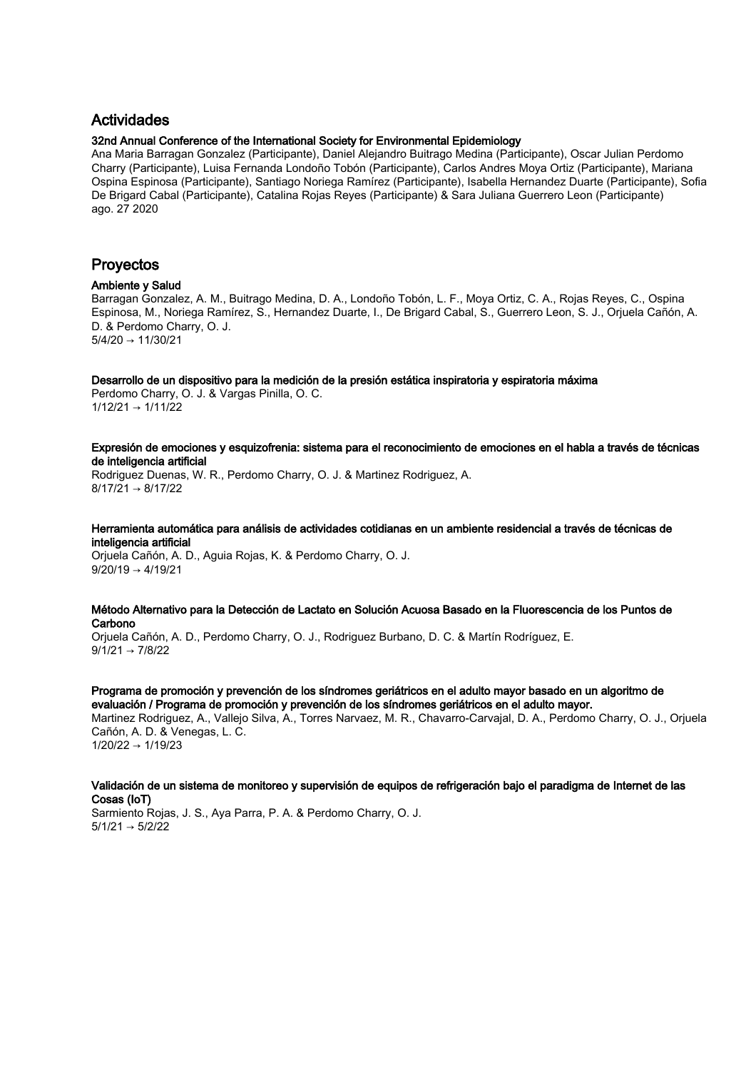## Actividades

### 32nd Annual Conference of the International Society for Environmental Epidemiology

Ana Maria Barragan Gonzalez (Participante), Daniel Alejandro Buitrago Medina (Participante), Oscar Julian Perdomo Charry (Participante), Luisa Fernanda Londoño Tobón (Participante), Carlos Andres Moya Ortiz (Participante), Mariana Ospina Espinosa (Participante), Santiago Noriega Ramírez (Participante), Isabella Hernandez Duarte (Participante), Sofia De Brigard Cabal (Participante), Catalina Rojas Reyes (Participante) & Sara Juliana Guerrero Leon (Participante)
ago. 27 2020

## Proyectos

### Ambiente y Salud

Barragan Gonzalez, A. M., Buitrago Medina, D. A., Londoño Tobón, L. F., Moya Ortiz, C. A., Rojas Reyes, C., Ospina Espinosa, M., Noriega Ramírez, S., Hernandez Duarte, I., De Brigard Cabal, S., Guerrero Leon, S. J., Orjuela Cañón, A. D. & Perdomo Charry, O. J.
5/4/20 → 11/30/21

### Desarrollo de un dispositivo para la medición de la presión estática inspiratoria y espiratoria máxima

Perdomo Charry, O. J. & Vargas Pinilla, O. C.
1/12/21 → 1/11/22

### Expresión de emociones y esquizofrenia: sistema para el reconocimiento de emociones en el habla a través de técnicas de inteligencia artificial

Rodriguez Duenas, W. R., Perdomo Charry, O. J. & Martinez Rodriguez, A.
8/17/21 → 8/17/22

### Herramienta automática para análisis de actividades cotidianas en un ambiente residencial a través de técnicas de inteligencia artificial

Orjuela Cañón, A. D., Aguia Rojas, K. & Perdomo Charry, O. J.
9/20/19 → 4/19/21

### Método Alternativo para la Detección de Lactato en Solución Acuosa Basado en la Fluorescencia de los Puntos de Carbono

Orjuela Cañón, A. D., Perdomo Charry, O. J., Rodriguez Burbano, D. C. & Martín Rodríguez, E.
9/1/21 → 7/8/22

### Programa de promoción y prevención de los síndromes geriátricos en el adulto mayor basado en un algoritmo de evaluación / Programa de promoción y prevención de los síndromes geriátricos en el adulto mayor.

Martinez Rodriguez, A., Vallejo Silva, A., Torres Narvaez, M. R., Chavarro-Carvajal, D. A., Perdomo Charry, O. J., Orjuela Cañón, A. D. & Venegas, L. C.
1/20/22 → 1/19/23

### Validación de un sistema de monitoreo y supervisión de equipos de refrigeración bajo el paradigma de Internet de las Cosas (IoT)

Sarmiento Rojas, J. S., Aya Parra, P. A. & Perdomo Charry, O. J.
5/1/21 → 5/2/22